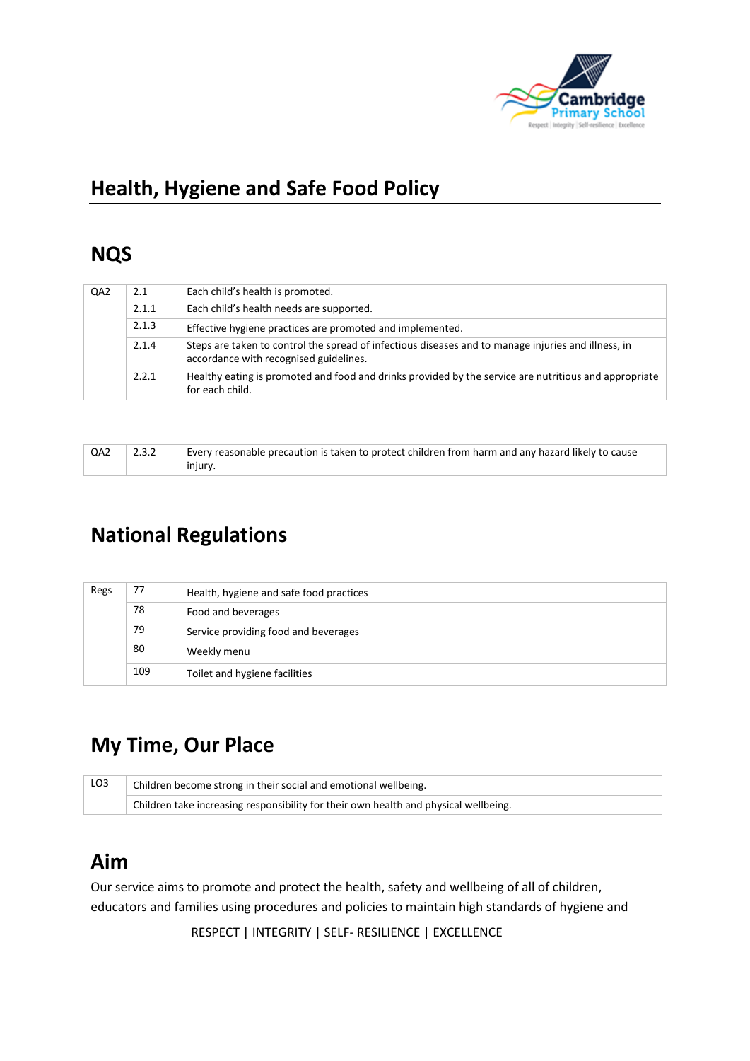# Health, Hygiene and Safe Food Policy

## NQS

| | | |
|---|---|---|
| QA2 | 2.1 | Each child's health is promoted. |
| | 2.1.1 | Each child's health needs are supported. |
| | 2.1.3 | Effective hygiene practices are promoted and implemented. |
| | 2.1.4 | Steps are taken to control the spread of infectious diseases and to manage injuries and illness, in accordance with recognised guidelines. |
| | 2.2.1 | Healthy eating is promoted and food and drinks provided by the service are nutritious and appropriate for each child. |

| | | |
|---|---|---|
| QA2 | 2.3.2 | Every reasonable precaution is taken to protect children from harm and any hazard likely to cause injury. |

## National Regulations

| | | |
|---|---|---|
| Regs | 77 | Health, hygiene and safe food practices |
| | 78 | Food and beverages |
| | 79 | Service providing food and beverages |
| | 80 | Weekly menu |
| | 109 | Toilet and hygiene facilities |

## My Time, Our Place

| | |
|---|---|
| LO3 | Children become strong in their social and emotional wellbeing. |
| | Children take increasing responsibility for their own health and physical wellbeing. |

## Aim

Our service aims to promote and protect the health, safety and wellbeing of all of children, educators and families using procedures and policies to maintain high standards of hygiene and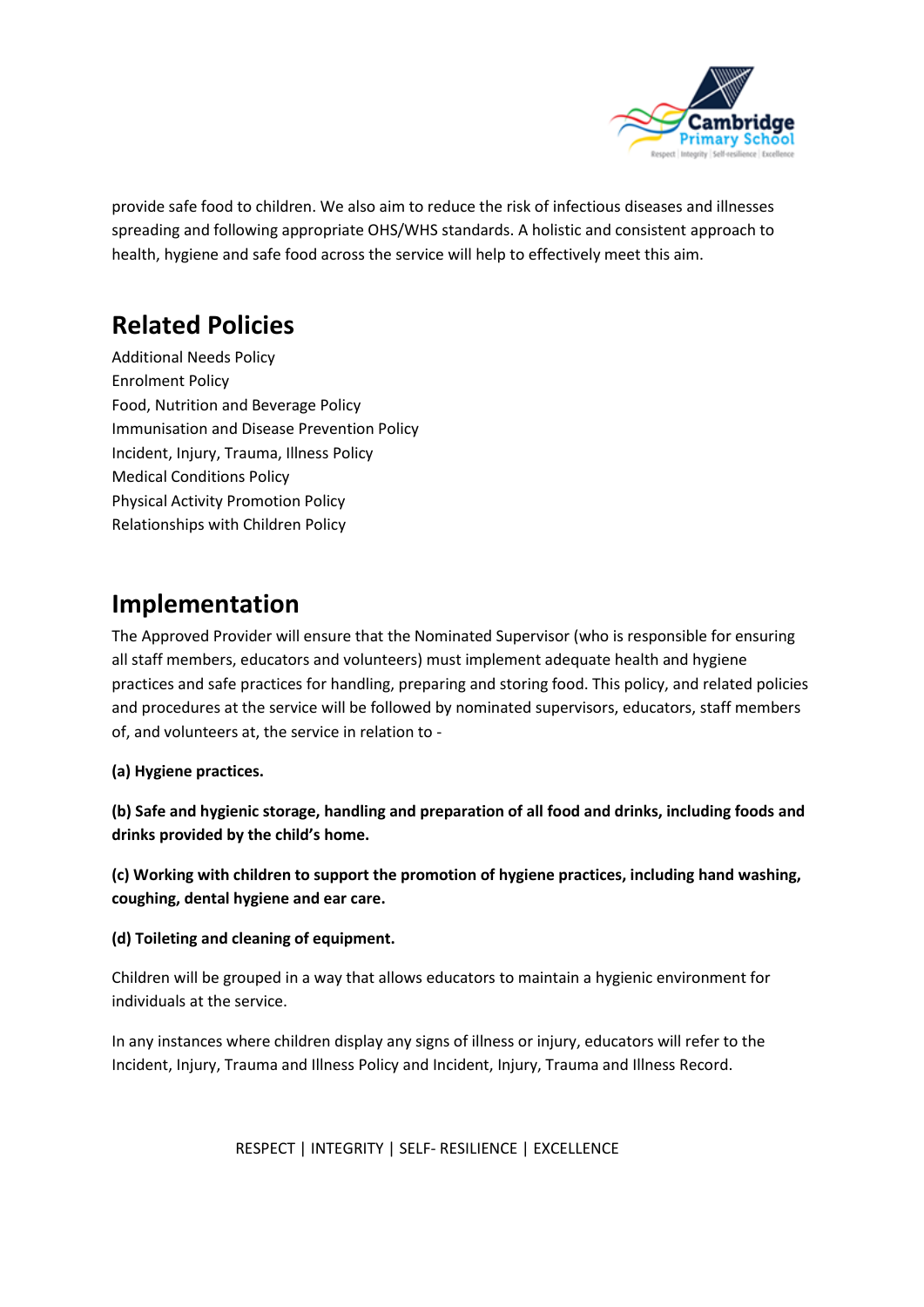provide safe food to children. We also aim to reduce the risk of infectious diseases and illnesses spreading and following appropriate OHS/WHS standards. A holistic and consistent approach to health, hygiene and safe food across the service will help to effectively meet this aim.

## Related Policies

Additional Needs Policy
Enrolment Policy
Food, Nutrition and Beverage Policy
Immunisation and Disease Prevention Policy
Incident, Injury, Trauma, Illness Policy
Medical Conditions Policy
Physical Activity Promotion Policy
Relationships with Children Policy

## Implementation

The Approved Provider will ensure that the Nominated Supervisor (who is responsible for ensuring all staff members, educators and volunteers) must implement adequate health and hygiene practices and safe practices for handling, preparing and storing food. This policy, and related policies and procedures at the service will be followed by nominated supervisors, educators, staff members of, and volunteers at, the service in relation to -

**(a) Hygiene practices.**

**(b) Safe and hygienic storage, handling and preparation of all food and drinks, including foods and drinks provided by the child's home.**

**(c) Working with children to support the promotion of hygiene practices, including hand washing, coughing, dental hygiene and ear care.**

**(d) Toileting and cleaning of equipment.**

Children will be grouped in a way that allows educators to maintain a hygienic environment for individuals at the service.

In any instances where children display any signs of illness or injury, educators will refer to the Incident, Injury, Trauma and Illness Policy and Incident, Injury, Trauma and Illness Record.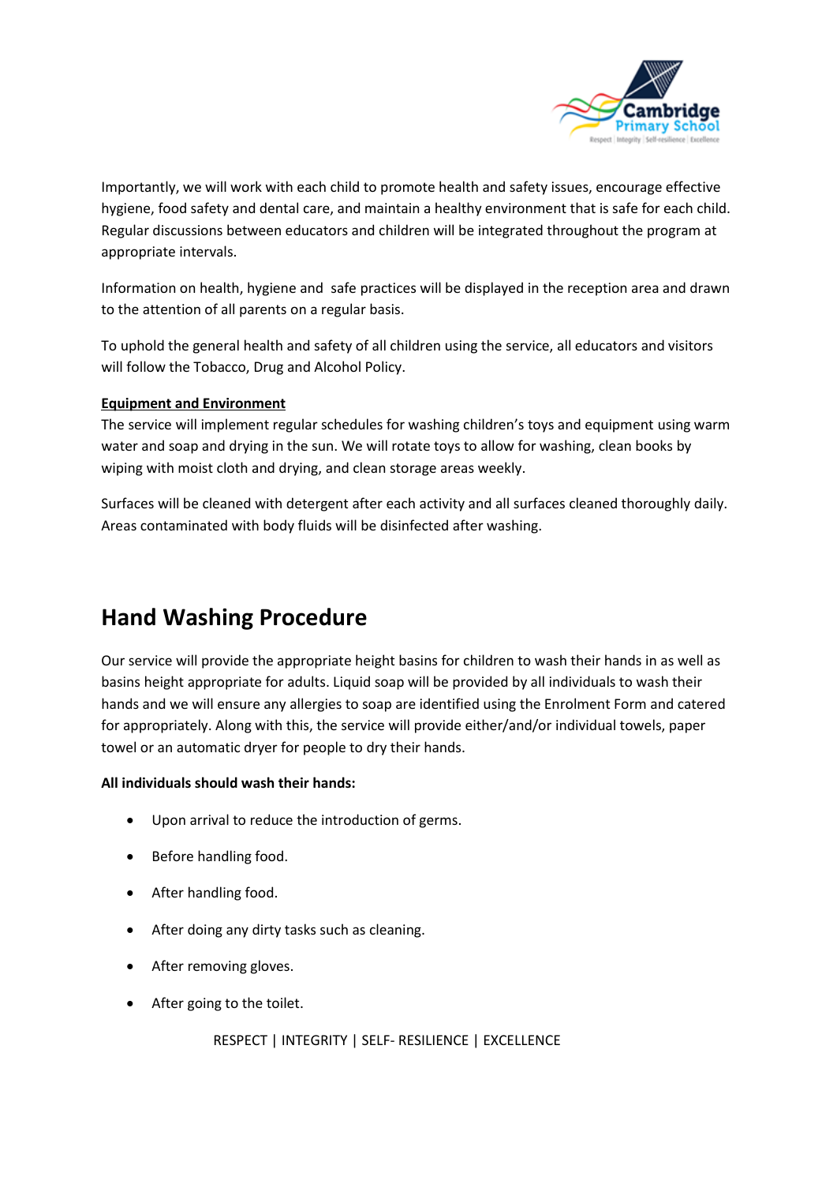Importantly, we will work with each child to promote health and safety issues, encourage effective hygiene, food safety and dental care, and maintain a healthy environment that is safe for each child. Regular discussions between educators and children will be integrated throughout the program at appropriate intervals.

Information on health, hygiene and safe practices will be displayed in the reception area and drawn to the attention of all parents on a regular basis.

To uphold the general health and safety of all children using the service, all educators and visitors will follow the Tobacco, Drug and Alcohol Policy.

**Equipment and Environment**

The service will implement regular schedules for washing children's toys and equipment using warm water and soap and drying in the sun. We will rotate toys to allow for washing, clean books by wiping with moist cloth and drying, and clean storage areas weekly.

Surfaces will be cleaned with detergent after each activity and all surfaces cleaned thoroughly daily. Areas contaminated with body fluids will be disinfected after washing.

## Hand Washing Procedure

Our service will provide the appropriate height basins for children to wash their hands in as well as basins height appropriate for adults. Liquid soap will be provided by all individuals to wash their hands and we will ensure any allergies to soap are identified using the Enrolment Form and catered for appropriately. Along with this, the service will provide either/and/or individual towels, paper towel or an automatic dryer for people to dry their hands.

**All individuals should wash their hands:**

- Upon arrival to reduce the introduction of germs.
- Before handling food.
- After handling food.
- After doing any dirty tasks such as cleaning.
- After removing gloves.
- After going to the toilet.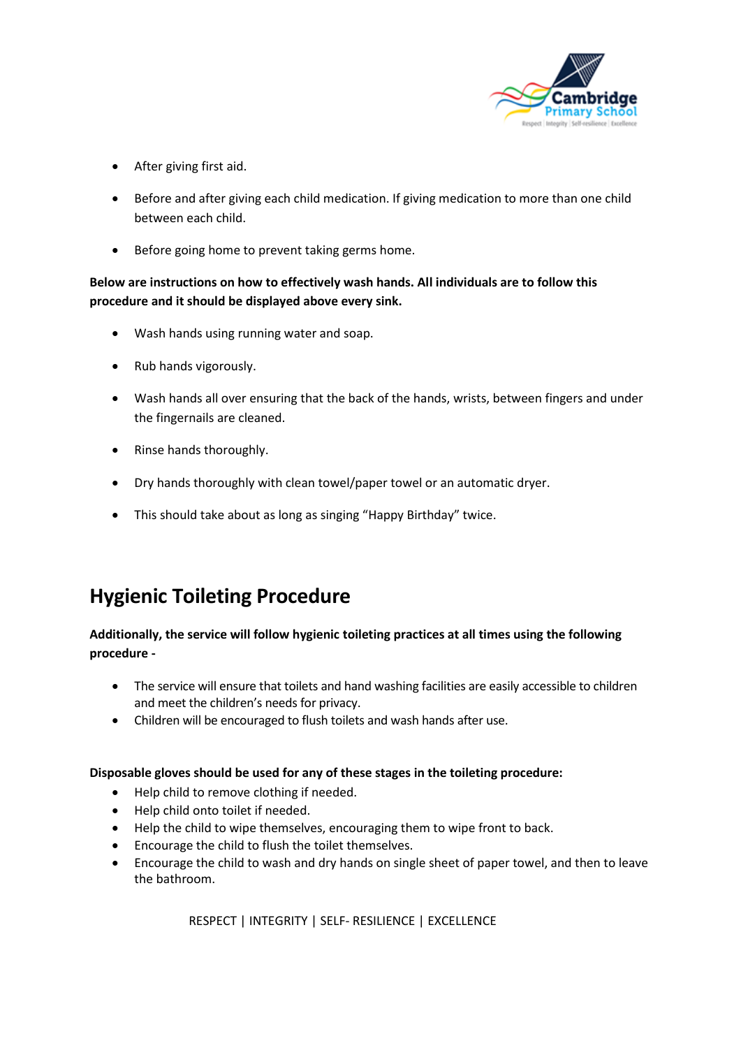- After giving first aid.
- Before and after giving each child medication. If giving medication to more than one child between each child.
- Before going home to prevent taking germs home.

**Below are instructions on how to effectively wash hands. All individuals are to follow this procedure and it should be displayed above every sink.**

- Wash hands using running water and soap.
- Rub hands vigorously.
- Wash hands all over ensuring that the back of the hands, wrists, between fingers and under the fingernails are cleaned.
- Rinse hands thoroughly.
- Dry hands thoroughly with clean towel/paper towel or an automatic dryer.
- This should take about as long as singing "Happy Birthday" twice.

## Hygienic Toileting Procedure

**Additionally, the service will follow hygienic toileting practices at all times using the following procedure -**

- The service will ensure that toilets and hand washing facilities are easily accessible to children and meet the children's needs for privacy.
- Children will be encouraged to flush toilets and wash hands after use.

**Disposable gloves should be used for any of these stages in the toileting procedure:**

- Help child to remove clothing if needed.
- Help child onto toilet if needed.
- Help the child to wipe themselves, encouraging them to wipe front to back.
- Encourage the child to flush the toilet themselves.
- Encourage the child to wash and dry hands on single sheet of paper towel, and then to leave the bathroom.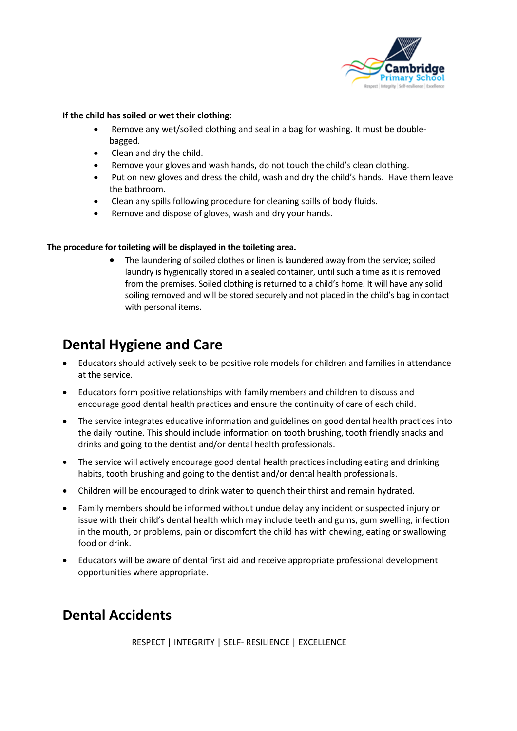**If the child has soiled or wet their clothing:**

- Remove any wet/soiled clothing and seal in a bag for washing. It must be double-bagged.
- Clean and dry the child.
- Remove your gloves and wash hands, do not touch the child's clean clothing.
- Put on new gloves and dress the child, wash and dry the child's hands. Have them leave the bathroom.
- Clean any spills following procedure for cleaning spills of body fluids.
- Remove and dispose of gloves, wash and dry your hands.

**The procedure for toileting will be displayed in the toileting area.**

- The laundering of soiled clothes or linen is laundered away from the service; soiled laundry is hygienically stored in a sealed container, until such a time as it is removed from the premises. Soiled clothing is returned to a child's home. It will have any solid soiling removed and will be stored securely and not placed in the child's bag in contact with personal items.

## Dental Hygiene and Care

- Educators should actively seek to be positive role models for children and families in attendance at the service.
- Educators form positive relationships with family members and children to discuss and encourage good dental health practices and ensure the continuity of care of each child.
- The service integrates educative information and guidelines on good dental health practices into the daily routine. This should include information on tooth brushing, tooth friendly snacks and drinks and going to the dentist and/or dental health professionals.
- The service will actively encourage good dental health practices including eating and drinking habits, tooth brushing and going to the dentist and/or dental health professionals.
- Children will be encouraged to drink water to quench their thirst and remain hydrated.
- Family members should be informed without undue delay any incident or suspected injury or issue with their child's dental health which may include teeth and gums, gum swelling, infection in the mouth, or problems, pain or discomfort the child has with chewing, eating or swallowing food or drink.
- Educators will be aware of dental first aid and receive appropriate professional development opportunities where appropriate.

## Dental Accidents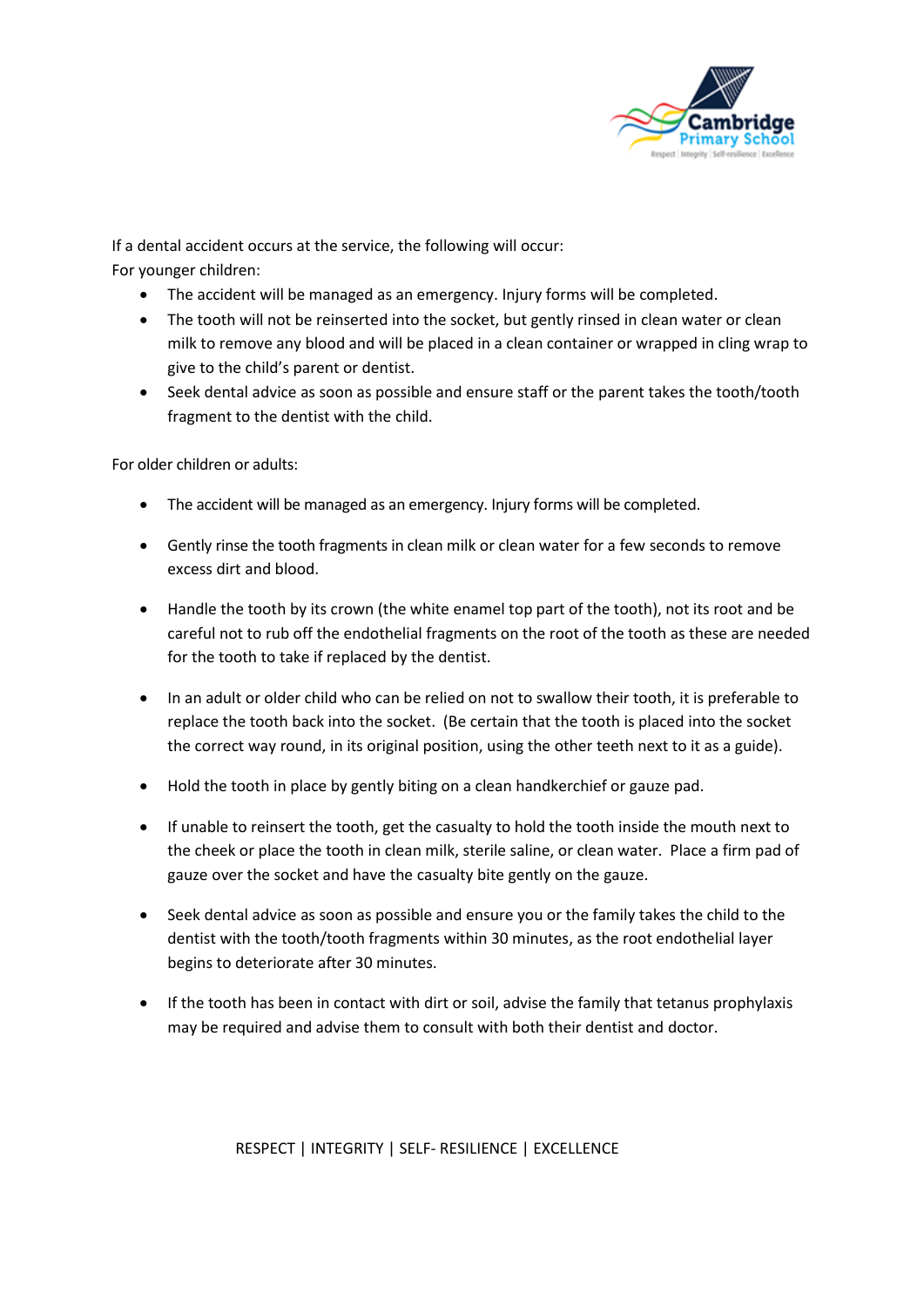If a dental accident occurs at the service, the following will occur:

For younger children:

- The accident will be managed as an emergency. Injury forms will be completed.
- The tooth will not be reinserted into the socket, but gently rinsed in clean water or clean milk to remove any blood and will be placed in a clean container or wrapped in cling wrap to give to the child's parent or dentist.
- Seek dental advice as soon as possible and ensure staff or the parent takes the tooth/tooth fragment to the dentist with the child.

For older children or adults:

- The accident will be managed as an emergency. Injury forms will be completed.
- Gently rinse the tooth fragments in clean milk or clean water for a few seconds to remove excess dirt and blood.
- Handle the tooth by its crown (the white enamel top part of the tooth), not its root and be careful not to rub off the endothelial fragments on the root of the tooth as these are needed for the tooth to take if replaced by the dentist.
- In an adult or older child who can be relied on not to swallow their tooth, it is preferable to replace the tooth back into the socket. (Be certain that the tooth is placed into the socket the correct way round, in its original position, using the other teeth next to it as a guide).
- Hold the tooth in place by gently biting on a clean handkerchief or gauze pad.
- If unable to reinsert the tooth, get the casualty to hold the tooth inside the mouth next to the cheek or place the tooth in clean milk, sterile saline, or clean water. Place a firm pad of gauze over the socket and have the casualty bite gently on the gauze.
- Seek dental advice as soon as possible and ensure you or the family takes the child to the dentist with the tooth/tooth fragments within 30 minutes, as the root endothelial layer begins to deteriorate after 30 minutes.
- If the tooth has been in contact with dirt or soil, advise the family that tetanus prophylaxis may be required and advise them to consult with both their dentist and doctor.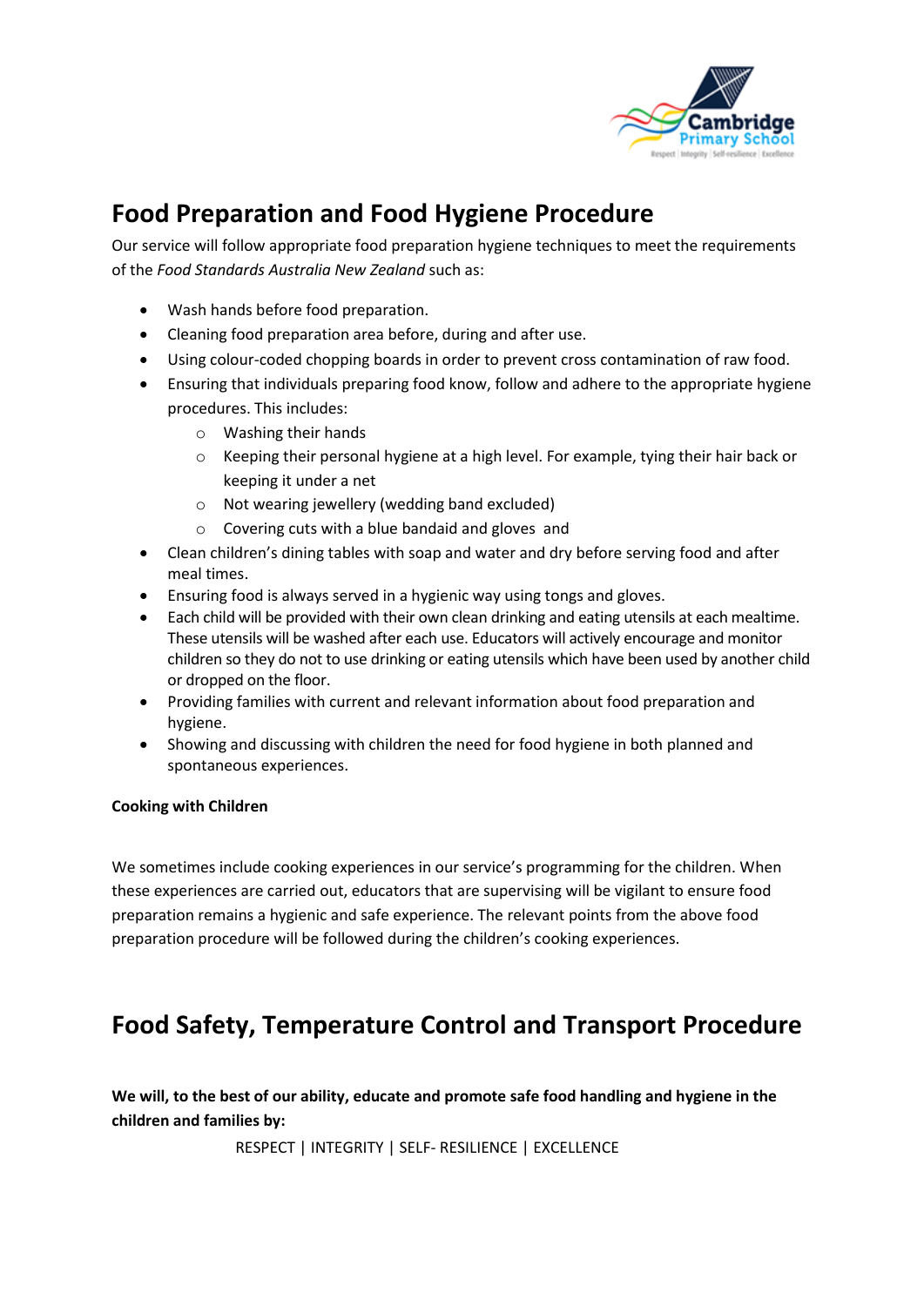# Food Preparation and Food Hygiene Procedure

Our service will follow appropriate food preparation hygiene techniques to meet the requirements of the *Food Standards Australia New Zealand* such as:

- Wash hands before food preparation.
- Cleaning food preparation area before, during and after use.
- Using colour-coded chopping boards in order to prevent cross contamination of raw food.
- Ensuring that individuals preparing food know, follow and adhere to the appropriate hygiene procedures. This includes:
  - Washing their hands
  - Keeping their personal hygiene at a high level. For example, tying their hair back or keeping it under a net
  - Not wearing jewellery (wedding band excluded)
  - Covering cuts with a blue bandaid and gloves and
- Clean children's dining tables with soap and water and dry before serving food and after meal times.
- Ensuring food is always served in a hygienic way using tongs and gloves.
- Each child will be provided with their own clean drinking and eating utensils at each mealtime. These utensils will be washed after each use. Educators will actively encourage and monitor children so they do not to use drinking or eating utensils which have been used by another child or dropped on the floor.
- Providing families with current and relevant information about food preparation and hygiene.
- Showing and discussing with children the need for food hygiene in both planned and spontaneous experiences.

**Cooking with Children**

We sometimes include cooking experiences in our service's programming for the children. When these experiences are carried out, educators that are supervising will be vigilant to ensure food preparation remains a hygienic and safe experience. The relevant points from the above food preparation procedure will be followed during the children's cooking experiences.

# Food Safety, Temperature Control and Transport Procedure

**We will, to the best of our ability, educate and promote safe food handling and hygiene in the children and families by:**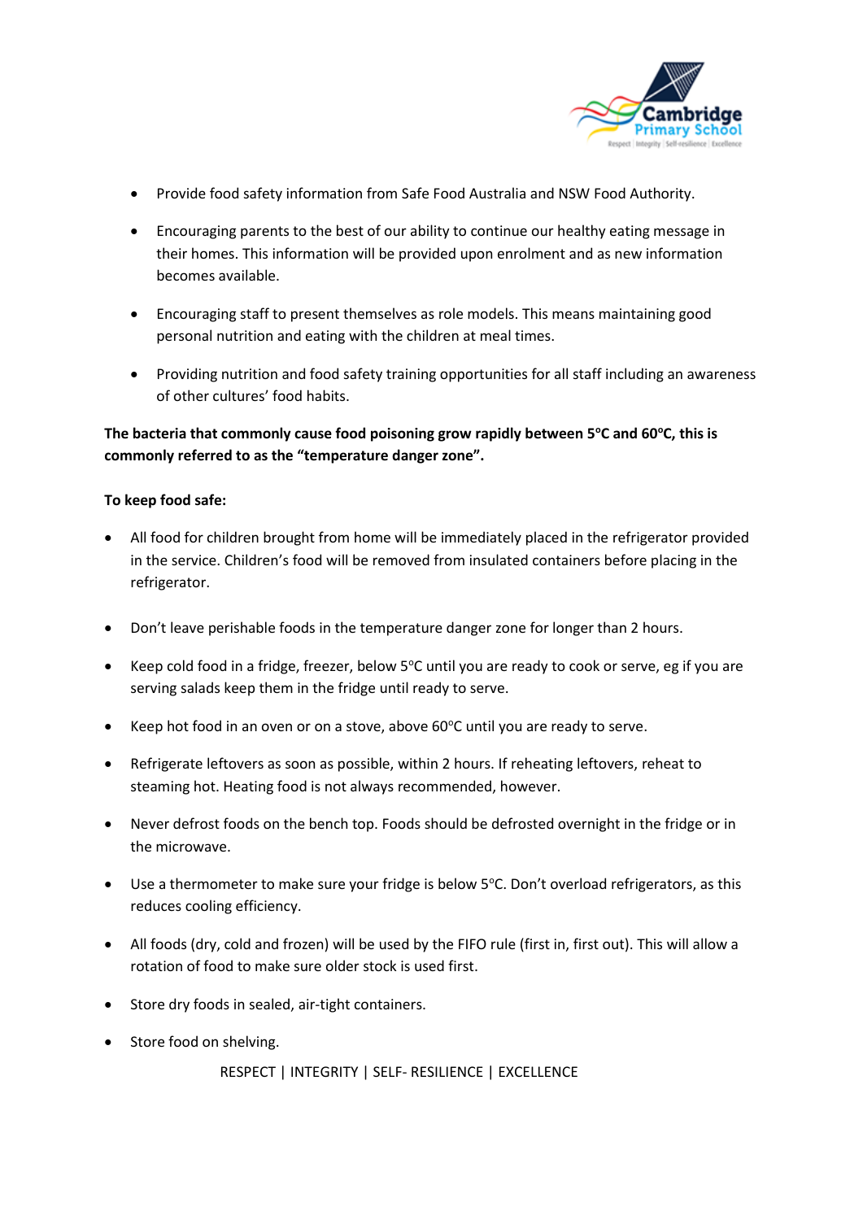- Provide food safety information from Safe Food Australia and NSW Food Authority.
- Encouraging parents to the best of our ability to continue our healthy eating message in their homes. This information will be provided upon enrolment and as new information becomes available.
- Encouraging staff to present themselves as role models. This means maintaining good personal nutrition and eating with the children at meal times.
- Providing nutrition and food safety training opportunities for all staff including an awareness of other cultures' food habits.

**The bacteria that commonly cause food poisoning grow rapidly between 5°C and 60°C, this is commonly referred to as the "temperature danger zone".**

**To keep food safe:**

- All food for children brought from home will be immediately placed in the refrigerator provided in the service. Children's food will be removed from insulated containers before placing in the refrigerator.
- Don't leave perishable foods in the temperature danger zone for longer than 2 hours.
- Keep cold food in a fridge, freezer, below 5°C until you are ready to cook or serve, eg if you are serving salads keep them in the fridge until ready to serve.
- Keep hot food in an oven or on a stove, above 60°C until you are ready to serve.
- Refrigerate leftovers as soon as possible, within 2 hours. If reheating leftovers, reheat to steaming hot. Heating food is not always recommended, however.
- Never defrost foods on the bench top. Foods should be defrosted overnight in the fridge or in the microwave.
- Use a thermometer to make sure your fridge is below 5°C. Don't overload refrigerators, as this reduces cooling efficiency.
- All foods (dry, cold and frozen) will be used by the FIFO rule (first in, first out). This will allow a rotation of food to make sure older stock is used first.
- Store dry foods in sealed, air-tight containers.
- Store food on shelving.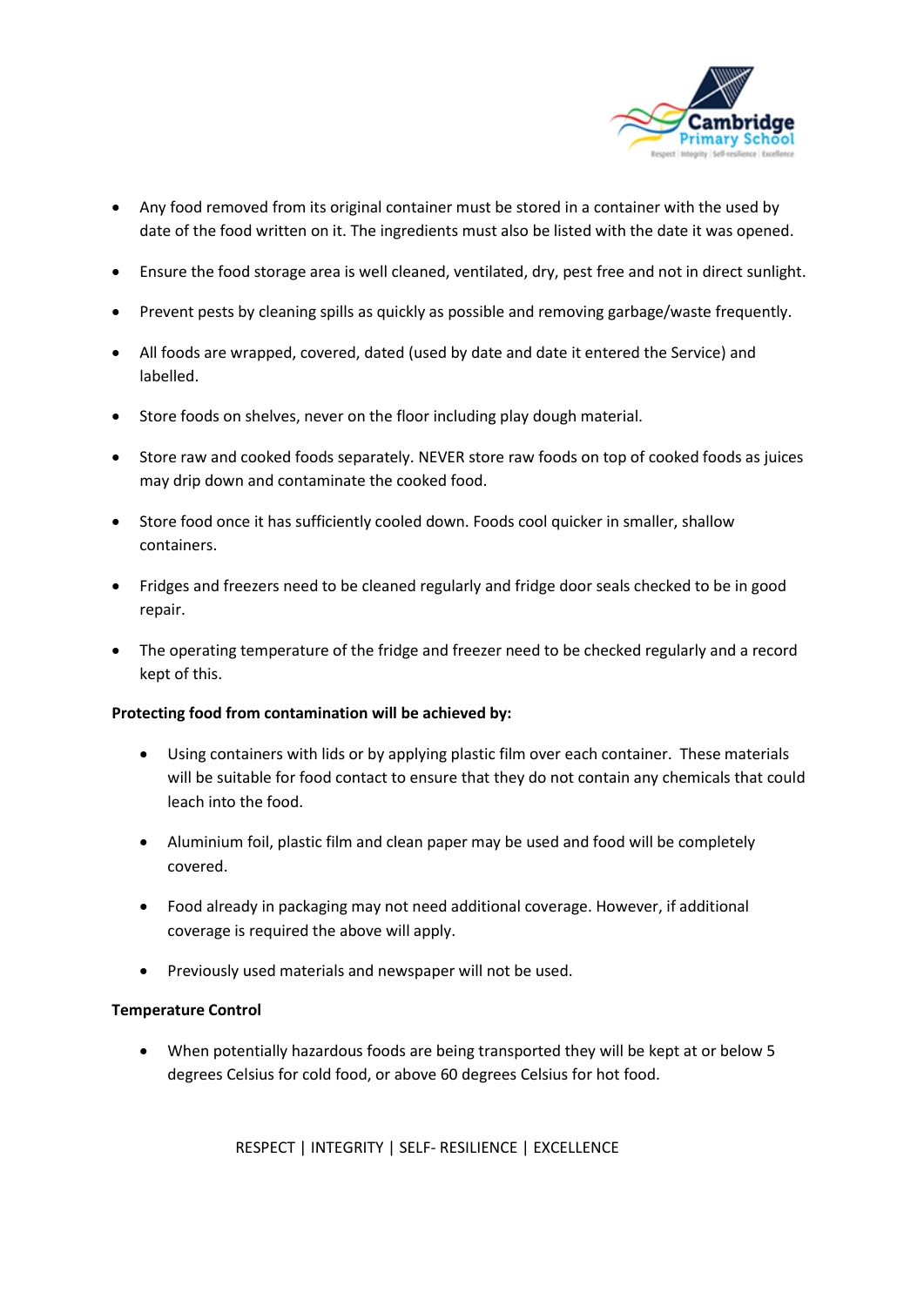- Any food removed from its original container must be stored in a container with the used by date of the food written on it. The ingredients must also be listed with the date it was opened.
- Ensure the food storage area is well cleaned, ventilated, dry, pest free and not in direct sunlight.
- Prevent pests by cleaning spills as quickly as possible and removing garbage/waste frequently.
- All foods are wrapped, covered, dated (used by date and date it entered the Service) and labelled.
- Store foods on shelves, never on the floor including play dough material.
- Store raw and cooked foods separately. NEVER store raw foods on top of cooked foods as juices may drip down and contaminate the cooked food.
- Store food once it has sufficiently cooled down. Foods cool quicker in smaller, shallow containers.
- Fridges and freezers need to be cleaned regularly and fridge door seals checked to be in good repair.
- The operating temperature of the fridge and freezer need to be checked regularly and a record kept of this.

**Protecting food from contamination will be achieved by:**

- Using containers with lids or by applying plastic film over each container. These materials will be suitable for food contact to ensure that they do not contain any chemicals that could leach into the food.
- Aluminium foil, plastic film and clean paper may be used and food will be completely covered.
- Food already in packaging may not need additional coverage. However, if additional coverage is required the above will apply.
- Previously used materials and newspaper will not be used.

**Temperature Control**

- When potentially hazardous foods are being transported they will be kept at or below 5 degrees Celsius for cold food, or above 60 degrees Celsius for hot food.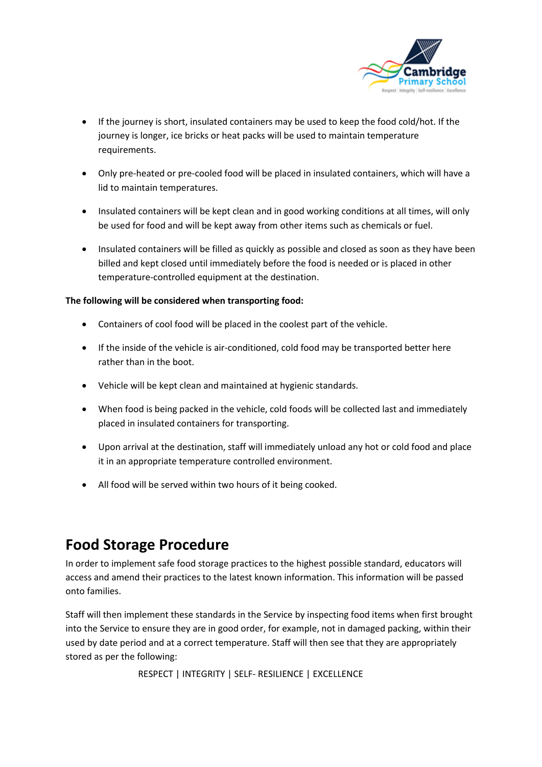- If the journey is short, insulated containers may be used to keep the food cold/hot. If the journey is longer, ice bricks or heat packs will be used to maintain temperature requirements.
- Only pre-heated or pre-cooled food will be placed in insulated containers, which will have a lid to maintain temperatures.
- Insulated containers will be kept clean and in good working conditions at all times, will only be used for food and will be kept away from other items such as chemicals or fuel.
- Insulated containers will be filled as quickly as possible and closed as soon as they have been billed and kept closed until immediately before the food is needed or is placed in other temperature-controlled equipment at the destination.

**The following will be considered when transporting food:**

- Containers of cool food will be placed in the coolest part of the vehicle.
- If the inside of the vehicle is air-conditioned, cold food may be transported better here rather than in the boot.
- Vehicle will be kept clean and maintained at hygienic standards.
- When food is being packed in the vehicle, cold foods will be collected last and immediately placed in insulated containers for transporting.
- Upon arrival at the destination, staff will immediately unload any hot or cold food and place it in an appropriate temperature controlled environment.
- All food will be served within two hours of it being cooked.

# Food Storage Procedure

In order to implement safe food storage practices to the highest possible standard, educators will access and amend their practices to the latest known information. This information will be passed onto families.

Staff will then implement these standards in the Service by inspecting food items when first brought into the Service to ensure they are in good order, for example, not in damaged packing, within their used by date period and at a correct temperature. Staff will then see that they are appropriately stored as per the following: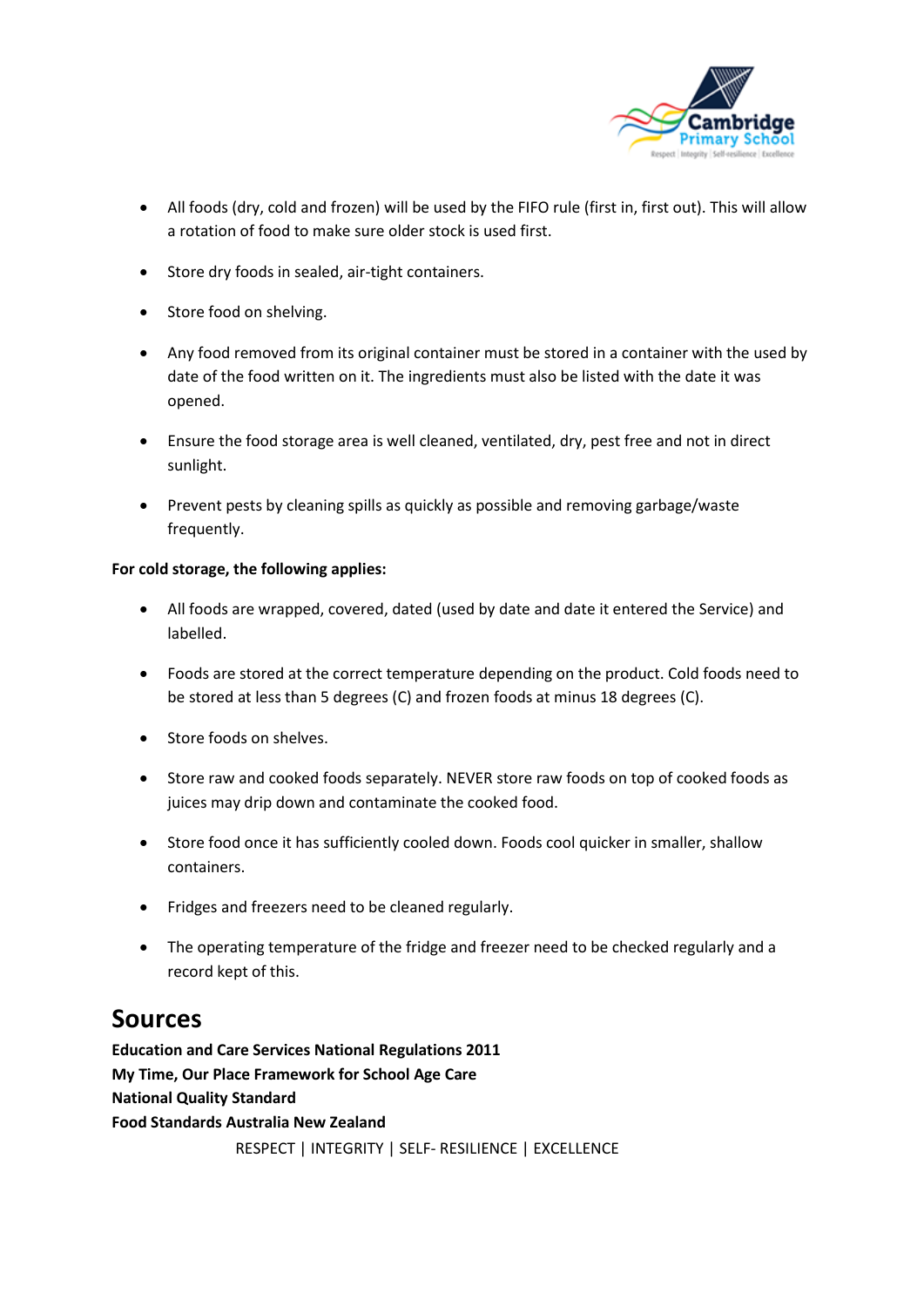- All foods (dry, cold and frozen) will be used by the FIFO rule (first in, first out). This will allow a rotation of food to make sure older stock is used first.
- Store dry foods in sealed, air-tight containers.
- Store food on shelving.
- Any food removed from its original container must be stored in a container with the used by date of the food written on it. The ingredients must also be listed with the date it was opened.
- Ensure the food storage area is well cleaned, ventilated, dry, pest free and not in direct sunlight.
- Prevent pests by cleaning spills as quickly as possible and removing garbage/waste frequently.

**For cold storage, the following applies:**

- All foods are wrapped, covered, dated (used by date and date it entered the Service) and labelled.
- Foods are stored at the correct temperature depending on the product. Cold foods need to be stored at less than 5 degrees (C) and frozen foods at minus 18 degrees (C).
- Store foods on shelves.
- Store raw and cooked foods separately. NEVER store raw foods on top of cooked foods as juices may drip down and contaminate the cooked food.
- Store food once it has sufficiently cooled down. Foods cool quicker in smaller, shallow containers.
- Fridges and freezers need to be cleaned regularly.
- The operating temperature of the fridge and freezer need to be checked regularly and a record kept of this.

## Sources

**Education and Care Services National Regulations 2011**
**My Time, Our Place Framework for School Age Care**
**National Quality Standard**
**Food Standards Australia New Zealand**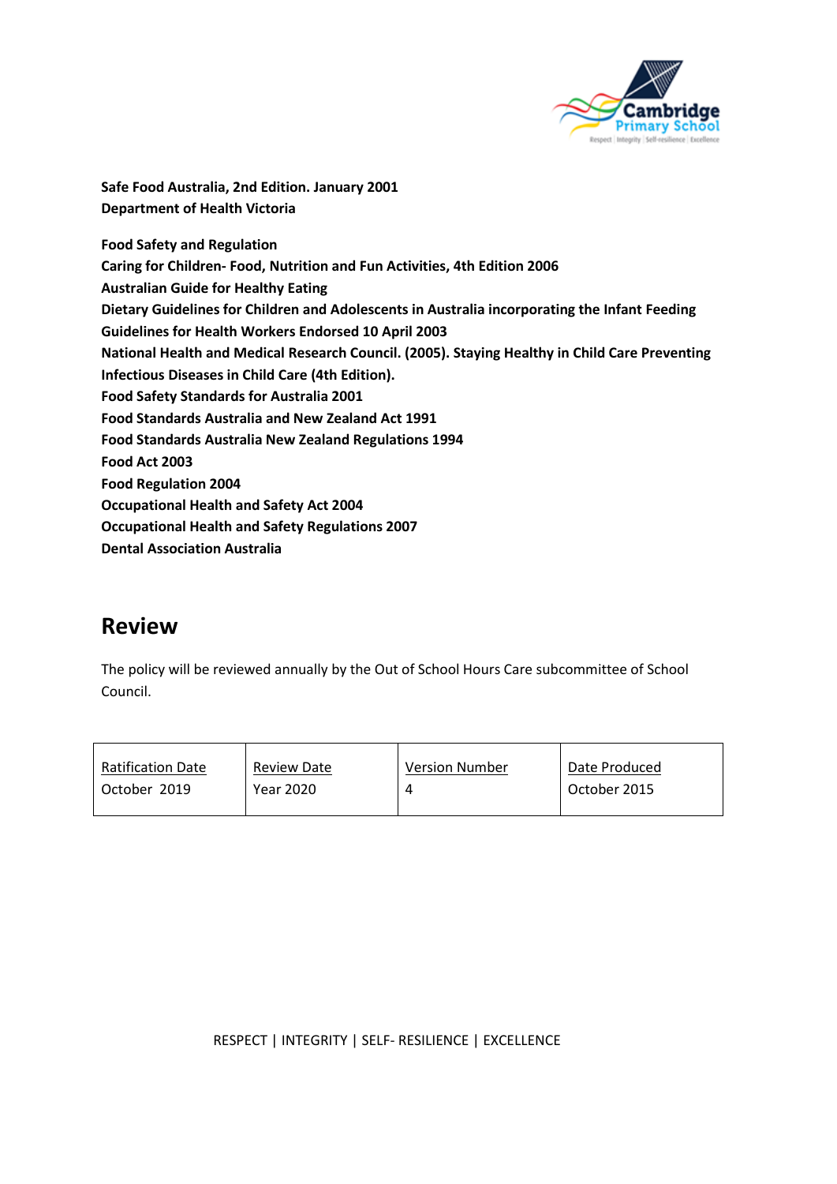**Safe Food Australia, 2nd Edition. January 2001**
**Department of Health Victoria**

**Food Safety and Regulation**
**Caring for Children- Food, Nutrition and Fun Activities, 4th Edition 2006**
**Australian Guide for Healthy Eating**
**Dietary Guidelines for Children and Adolescents in Australia incorporating the Infant Feeding Guidelines for Health Workers Endorsed 10 April 2003**
**National Health and Medical Research Council. (2005). Staying Healthy in Child Care Preventing Infectious Diseases in Child Care (4th Edition).**
**Food Safety Standards for Australia 2001**
**Food Standards Australia and New Zealand Act 1991**
**Food Standards Australia New Zealand Regulations 1994**
**Food Act 2003**
**Food Regulation 2004**
**Occupational Health and Safety Act 2004**
**Occupational Health and Safety Regulations 2007**
**Dental Association Australia**

## Review

The policy will be reviewed annually by the Out of School Hours Care subcommittee of School Council.

| Ratification Date | Review Date | Version Number | Date Produced |
|---|---|---|---|
| October 2019 | Year 2020 | 4 | October 2015 |

RESPECT | INTEGRITY | SELF- RESILIENCE | EXCELLENCE